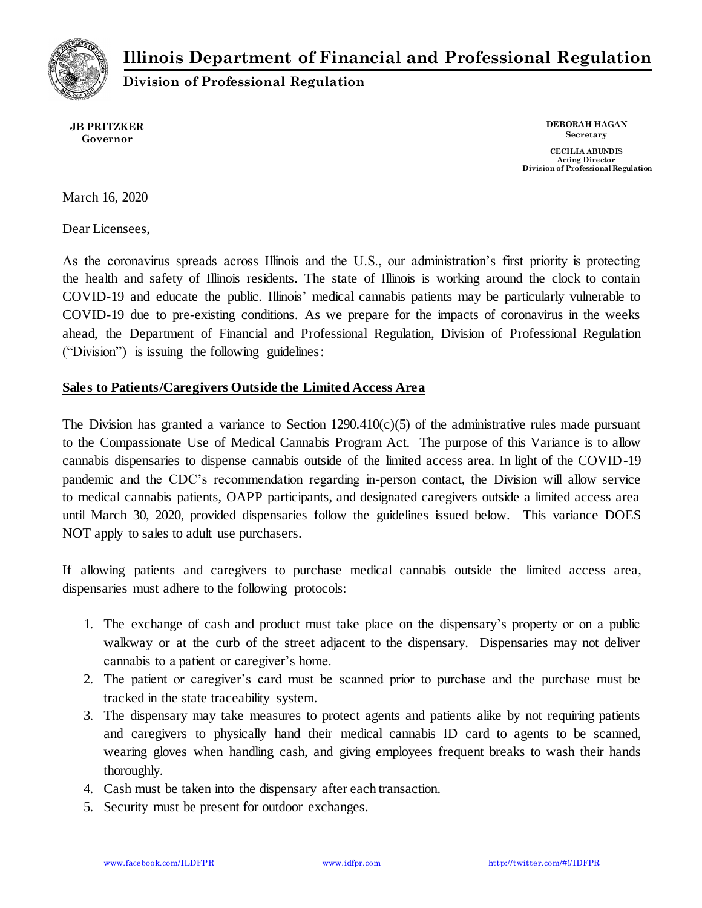# Illinois Department of Financial and Professional Regulation

**Division of Professional Regulation**

**JB PRITZKER**
**Governor**

**DEBORAH HAGAN**
**Secretary**

**CECILIA ABUNDIS**
**Acting Director**
**Division of Professional Regulation**

March 16, 2020

Dear Licensees,

As the coronavirus spreads across Illinois and the U.S., our administration's first priority is protecting the health and safety of Illinois residents. The state of Illinois is working around the clock to contain COVID-19 and educate the public. Illinois' medical cannabis patients may be particularly vulnerable to COVID-19 due to pre-existing conditions. As we prepare for the impacts of coronavirus in the weeks ahead, the Department of Financial and Professional Regulation, Division of Professional Regulation ("Division") is issuing the following guidelines:

**<u>Sales to Patients/Caregivers Outside the Limited Access Area</u>**

The Division has granted a variance to Section 1290.410(c)(5) of the administrative rules made pursuant to the Compassionate Use of Medical Cannabis Program Act. The purpose of this Variance is to allow cannabis dispensaries to dispense cannabis outside of the limited access area. In light of the COVID-19 pandemic and the CDC's recommendation regarding in-person contact, the Division will allow service to medical cannabis patients, OAPP participants, and designated caregivers outside a limited access area until March 30, 2020, provided dispensaries follow the guidelines issued below. This variance DOES NOT apply to sales to adult use purchasers.

If allowing patients and caregivers to purchase medical cannabis outside the limited access area, dispensaries must adhere to the following protocols:

1. The exchange of cash and product must take place on the dispensary's property or on a public walkway or at the curb of the street adjacent to the dispensary. Dispensaries may not deliver cannabis to a patient or caregiver's home.
2. The patient or caregiver's card must be scanned prior to purchase and the purchase must be tracked in the state traceability system.
3. The dispensary may take measures to protect agents and patients alike by not requiring patients and caregivers to physically hand their medical cannabis ID card to agents to be scanned, wearing gloves when handling cash, and giving employees frequent breaks to wash their hands thoroughly.
4. Cash must be taken into the dispensary after each transaction.
5. Security must be present for outdoor exchanges.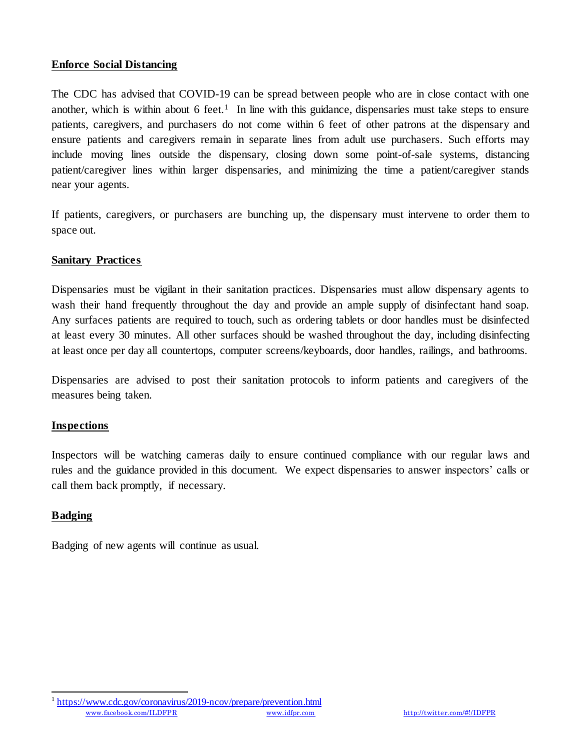**Enforce Social Distancing**

The CDC has advised that COVID-19 can be spread between people who are in close contact with one another, which is within about 6 feet.[1] In line with this guidance, dispensaries must take steps to ensure patients, caregivers, and purchasers do not come within 6 feet of other patrons at the dispensary and ensure patients and caregivers remain in separate lines from adult use purchasers. Such efforts may include moving lines outside the dispensary, closing down some point-of-sale systems, distancing patient/caregiver lines within larger dispensaries, and minimizing the time a patient/caregiver stands near your agents.

If patients, caregivers, or purchasers are bunching up, the dispensary must intervene to order them to space out.

**Sanitary Practices**

Dispensaries must be vigilant in their sanitation practices. Dispensaries must allow dispensary agents to wash their hand frequently throughout the day and provide an ample supply of disinfectant hand soap. Any surfaces patients are required to touch, such as ordering tablets or door handles must be disinfected at least every 30 minutes. All other surfaces should be washed throughout the day, including disinfecting at least once per day all countertops, computer screens/keyboards, door handles, railings, and bathrooms.

Dispensaries are advised to post their sanitation protocols to inform patients and caregivers of the measures being taken.

**Inspections**

Inspectors will be watching cameras daily to ensure continued compliance with our regular laws and rules and the guidance provided in this document. We expect dispensaries to answer inspectors' calls or call them back promptly, if necessary.

**Badging**

Badging of new agents will continue as usual.

---

[1] https://www.cdc.gov/coronavirus/2019-ncov/prepare/prevention.html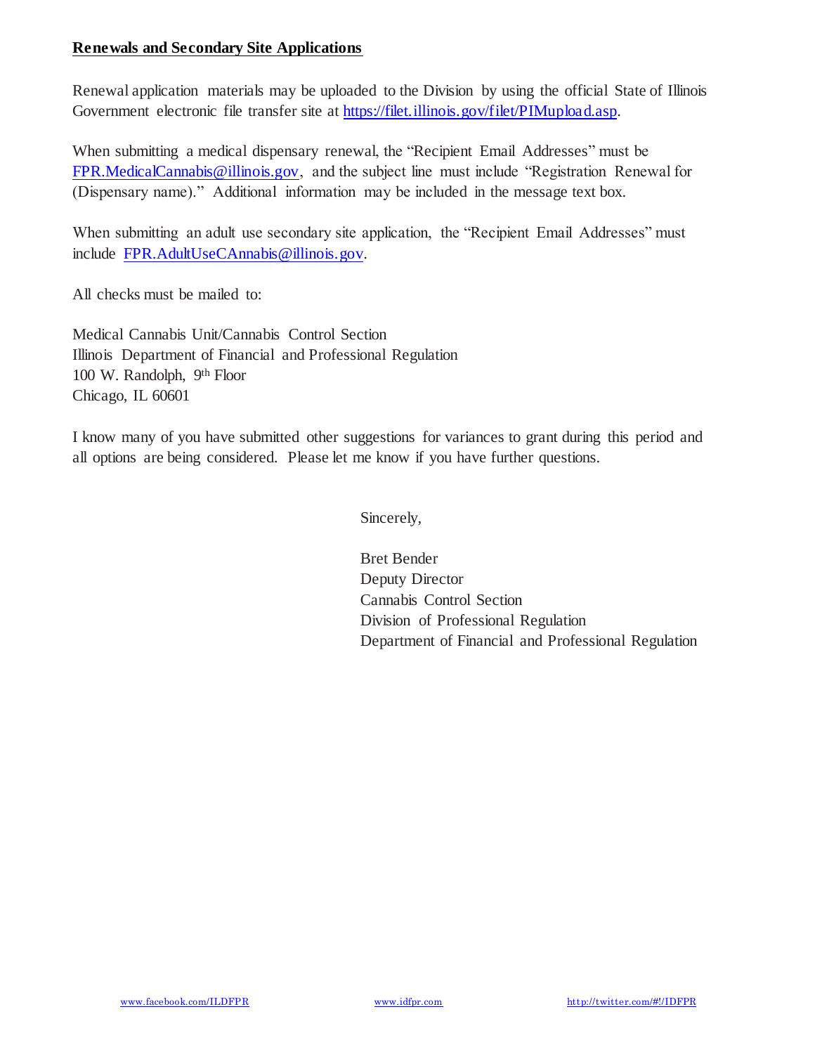**Renewals and Secondary Site Applications**

Renewal application materials may be uploaded to the Division by using the official State of Illinois Government electronic file transfer site at https://filet.illinois.gov/filet/PIMupload.asp.

When submitting a medical dispensary renewal, the "Recipient Email Addresses" must be FPR.MedicalCannabis@illinois.gov, and the subject line must include "Registration Renewal for (Dispensary name)." Additional information may be included in the message text box.

When submitting an adult use secondary site application, the "Recipient Email Addresses" must include FPR.AdultUseCAnnabis@illinois.gov.

All checks must be mailed to:

Medical Cannabis Unit/Cannabis Control Section
Illinois Department of Financial and Professional Regulation
100 W. Randolph, 9th Floor
Chicago, IL 60601

I know many of you have submitted other suggestions for variances to grant during this period and all options are being considered. Please let me know if you have further questions.

Sincerely,

Bret Bender
Deputy Director
Cannabis Control Section
Division of Professional Regulation
Department of Financial and Professional Regulation

www.facebook.com/ILDFPR www.idfpr.com http://twitter.com/#!/IDFPR